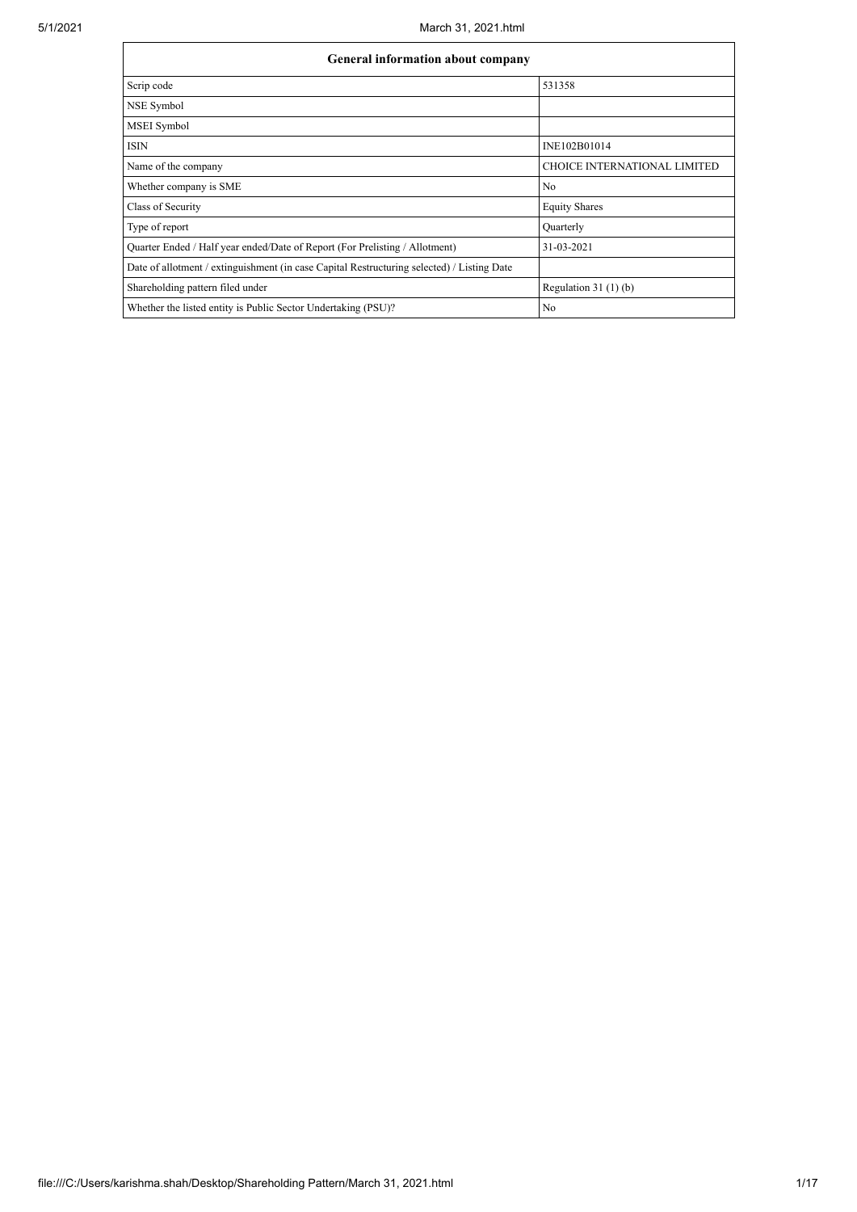| General information about company | |
| --- | --- |
| Scrip code | 531358 |
| NSE Symbol | |
| MSEI Symbol | |
| ISIN | INE102B01014 |
| Name of the company | CHOICE INTERNATIONAL LIMITED |
| Whether company is SME | No |
| Class of Security | Equity Shares |
| Type of report | Quarterly |
| Quarter Ended / Half year ended/Date of Report (For Prelisting / Allotment) | 31-03-2021 |
| Date of allotment / extinguishment (in case Capital Restructuring selected) / Listing Date | |
| Shareholding pattern filed under | Regulation 31 (1) (b) |
| Whether the listed entity is Public Sector Undertaking (PSU)? | No |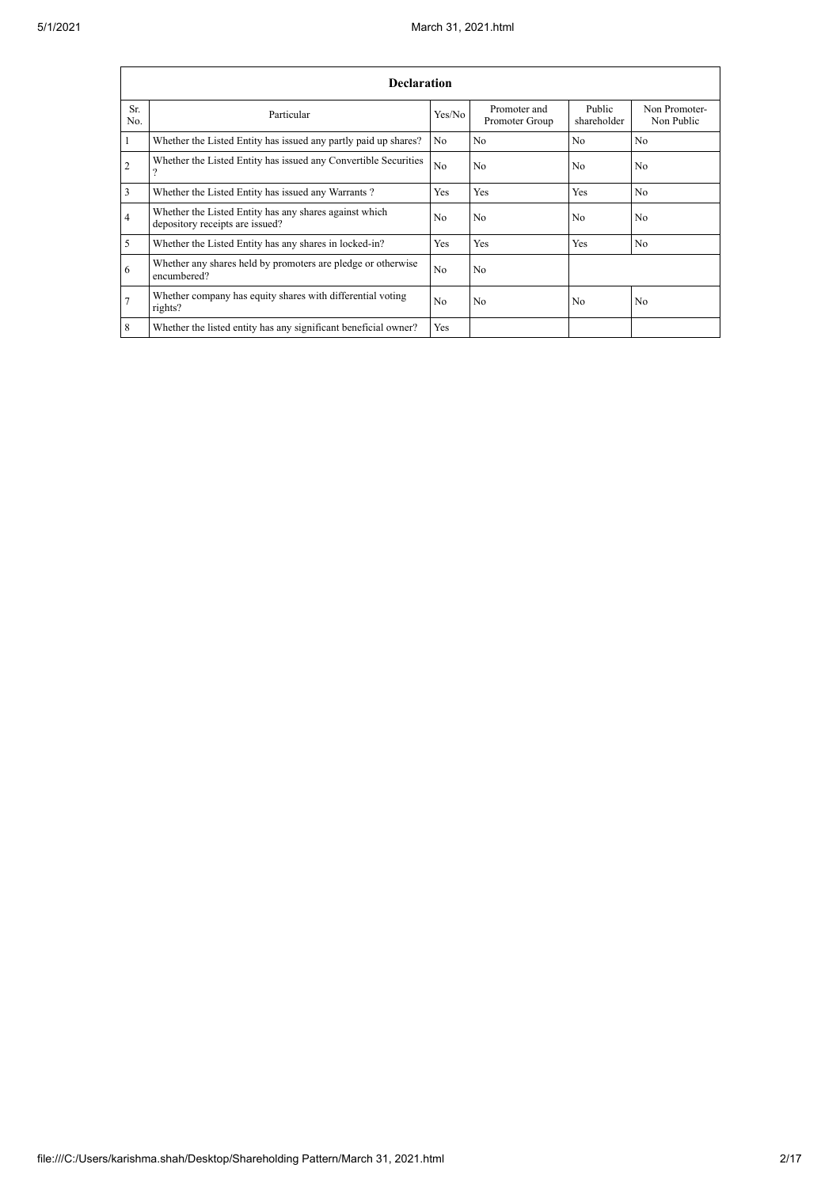| Declaration | | | | | |
|---|---|---|---|---|---|
| Sr. No. | Particular | Yes/No | Promoter and Promoter Group | Public shareholder | Non Promoter- Non Public |
| 1 | Whether the Listed Entity has issued any partly paid up shares? | No | No | No | No |
| 2 | Whether the Listed Entity has issued any Convertible Securities ? | No | No | No | No |
| 3 | Whether the Listed Entity has issued any Warrants ? | Yes | Yes | Yes | No |
| 4 | Whether the Listed Entity has any shares against which depository receipts are issued? | No | No | No | No |
| 5 | Whether the Listed Entity has any shares in locked-in? | Yes | Yes | Yes | No |
| 6 | Whether any shares held by promoters are pledge or otherwise encumbered? | No | No | | |
| 7 | Whether company has equity shares with differential voting rights? | No | No | No | No |
| 8 | Whether the listed entity has any significant beneficial owner? | Yes | | | |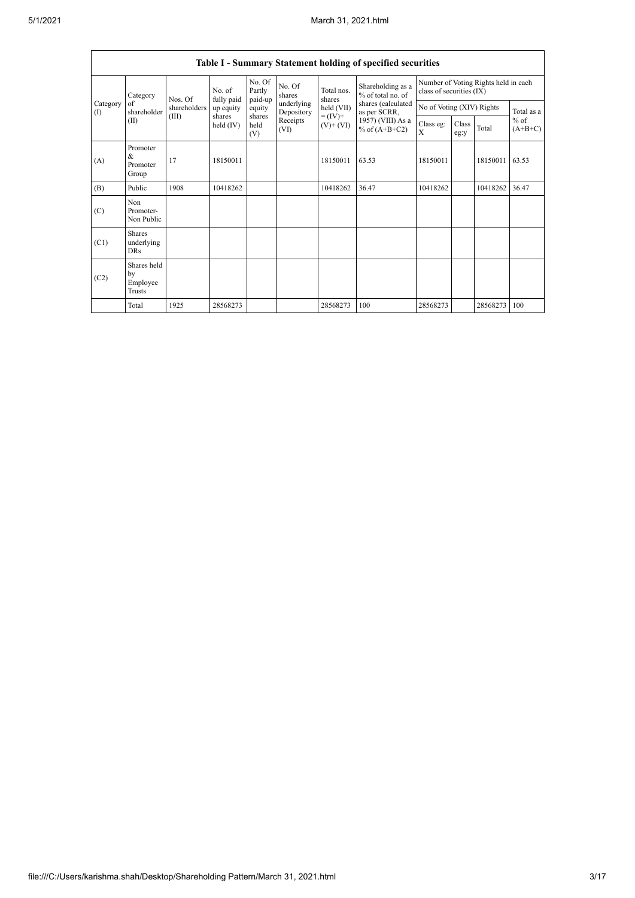| Table I - Summary Statement holding of specified securities | | | | | | | | | | | | |
|---|---|---|---|---|---|---|---|---|---|---|---|---|
| Category (I) | Category of shareholder (II) | Nos. Of shareholders (III) | No. of fully paid up equity shares held (IV) | No. Of Partly paid-up equity shares held (V) | No. Of shares underlying Depository Receipts (VI) | Total nos. shares held (VII) = (IV)+ (V)+ (VI) | Shareholding as a % of total no. of shares (calculated as per SCRR, 1957) (VIII) As a % of (A+B+C2) | Number of Voting Rights held in each class of securities (IX) | | | |
| | | | | | | | | No of Voting (XIV) Rights | | | Total as a % of (A+B+C) |
| | | | | | | | | Class eg: X | Class eg:y | Total | |
| (A) | Promoter & Promoter Group | 17 | 18150011 | | | 18150011 | 63.53 | 18150011 | | 18150011 | 63.53 |
| (B) | Public | 1908 | 10418262 | | | 10418262 | 36.47 | 10418262 | | 10418262 | 36.47 |
| (C) | Non Promoter- Non Public | | | | | | | | | | |
| (C1) | Shares underlying DRs | | | | | | | | | | |
| (C2) | Shares held by Employee Trusts | | | | | | | | | | |
| | Total | 1925 | 28568273 | | | 28568273 | 100 | 28568273 | | 28568273 | 100 |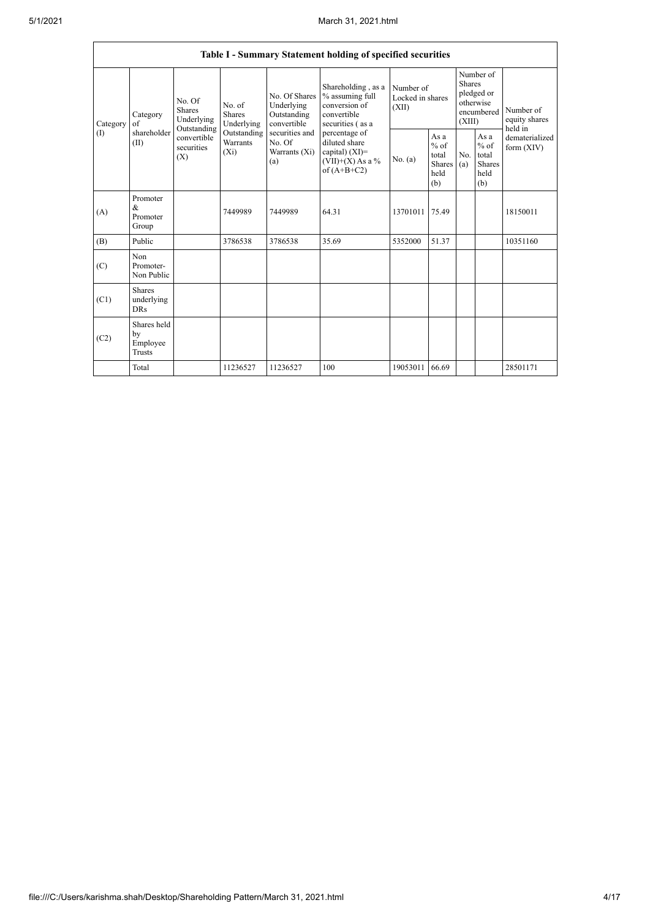| Table I - Summary Statement holding of specified securities | | | | | | | | | | | |
|---|---|---|---|---|---|---|---|---|---|---|---|
| Category (I) | Category of shareholder (II) | No. Of Shares Underlying Outstanding convertible securities (X) | No. of Shares Underlying Outstanding Warrants (Xi) | No. Of Shares Underlying Outstanding convertible securities and No. Of Warrants (Xi) (a) | Shareholding , as a % assuming full conversion of convertible securities ( as a percentage of diluted share capital) (XI)= (VII)+(X) As a % of (A+B+C2) | Number of Locked in shares (XII) | | Number of Shares pledged or otherwise encumbered (XIII) | | Number of equity shares held in dematerialized form (XIV) |
| | | | | | | No. (a) | As a % of total Shares held (b) | No. (a) | As a % of total Shares held (b) | |
| (A) | Promoter & Promoter Group | | 7449989 | 7449989 | 64.31 | 13701011 | 75.49 | | | 18150011 |
| (B) | Public | | 3786538 | 3786538 | 35.69 | 5352000 | 51.37 | | | 10351160 |
| (C) | Non Promoter- Non Public | | | | | | | | | |
| (C1) | Shares underlying DRs | | | | | | | | | |
| (C2) | Shares held by Employee Trusts | | | | | | | | | |
| | Total | | 11236527 | 11236527 | 100 | 19053011 | 66.69 | | | 28501171 |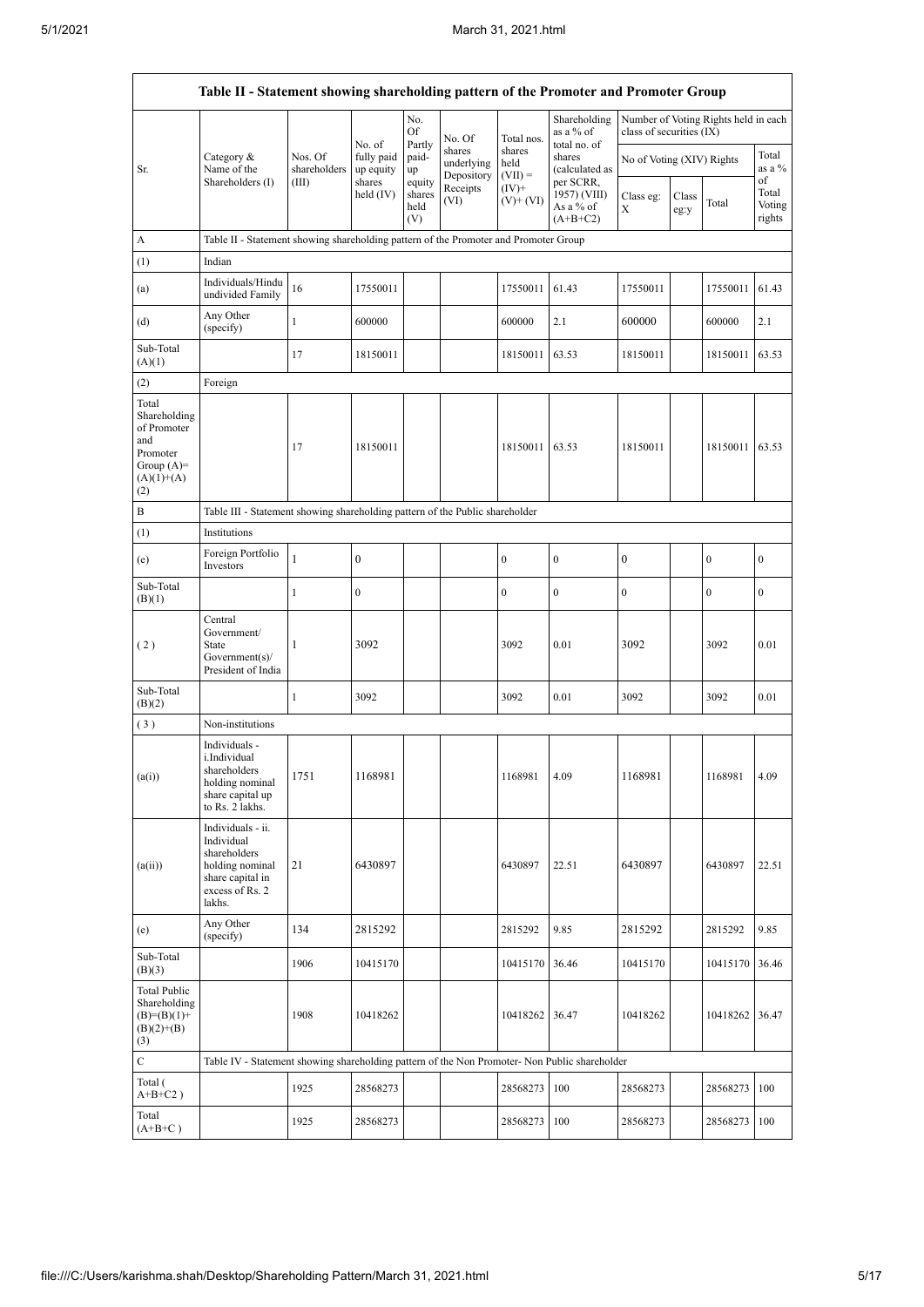| Table II - Statement showing shareholding pattern of the Promoter and Promoter Group | | | | | | | | | | | |
|---|---|---|---|---|---|---|---|---|---|---|---|
| Sr. | Category & Name of the Shareholders (I) | Nos. Of shareholders (III) | No. of fully paid up equity shares held (IV) | No. Of Partly paid-up equity shares held (V) | No. Of shares underlying Depository Receipts (VI) | Total nos. shares held (VII) = (IV)+ (V)+ (VI) | Shareholding as a % of total no. of shares (calculated as per SCRR, 1957) (VIII) As a % of (A+B+C2) | Number of Voting Rights held in each class of securities (IX) | | | |
| | | | | | | | | No of Voting (XIV) Rights | | | Total as a % of Total Voting rights |
| | | | | | | | | Class eg: X | Class eg:y | Total | |
| A | Table II - Statement showing shareholding pattern of the Promoter and Promoter Group | | | | | | | | | | |
| (1) | Indian | | | | | | | | | | |
| (a) | Individuals/Hindu undivided Family | 16 | 17550011 | | | 17550011 | 61.43 | 17550011 | | 17550011 | 61.43 |
| (d) | Any Other (specify) | 1 | 600000 | | | 600000 | 2.1 | 600000 | | 600000 | 2.1 |
| Sub-Total (A)(1) | | 17 | 18150011 | | | 18150011 | 63.53 | 18150011 | | 18150011 | 63.53 |
| (2) | Foreign | | | | | | | | | | |
| Total Shareholding of Promoter and Promoter Group (A)=(A)(1)+(A)(2) | | 17 | 18150011 | | | 18150011 | 63.53 | 18150011 | | 18150011 | 63.53 |
| B | Table III - Statement showing shareholding pattern of the Public shareholder | | | | | | | | | | |
| (1) | Institutions | | | | | | | | | | |
| (e) | Foreign Portfolio Investors | 1 | 0 | | | 0 | 0 | 0 | | 0 | 0 |
| Sub-Total (B)(1) | | 1 | 0 | | | 0 | 0 | 0 | | 0 | 0 |
| ( 2 ) | Central Government/ State Government(s)/ President of India | 1 | 3092 | | | 3092 | 0.01 | 3092 | | 3092 | 0.01 |
| Sub-Total (B)(2) | | 1 | 3092 | | | 3092 | 0.01 | 3092 | | 3092 | 0.01 |
| ( 3 ) | Non-institutions | | | | | | | | | | |
| (a(i)) | Individuals - i.Individual shareholders holding nominal share capital up to Rs. 2 lakhs. | 1751 | 1168981 | | | 1168981 | 4.09 | 1168981 | | 1168981 | 4.09 |
| (a(ii)) | Individuals - ii. Individual shareholders holding nominal share capital in excess of Rs. 2 lakhs. | 21 | 6430897 | | | 6430897 | 22.51 | 6430897 | | 6430897 | 22.51 |
| (e) | Any Other (specify) | 134 | 2815292 | | | 2815292 | 9.85 | 2815292 | | 2815292 | 9.85 |
| Sub-Total (B)(3) | | 1906 | 10415170 | | | 10415170 | 36.46 | 10415170 | | 10415170 | 36.46 |
| Total Public Shareholding (B)=(B)(1)+(B)(2)+(B)(3) | | 1908 | 10418262 | | | 10418262 | 36.47 | 10418262 | | 10418262 | 36.47 |
| C | Table IV - Statement showing shareholding pattern of the Non Promoter- Non Public shareholder | | | | | | | | | | |
| Total ( A+B+C2 ) | | 1925 | 28568273 | | | 28568273 | 100 | 28568273 | | 28568273 | 100 |
| Total (A+B+C ) | | 1925 | 28568273 | | | 28568273 | 100 | 28568273 | | 28568273 | 100 |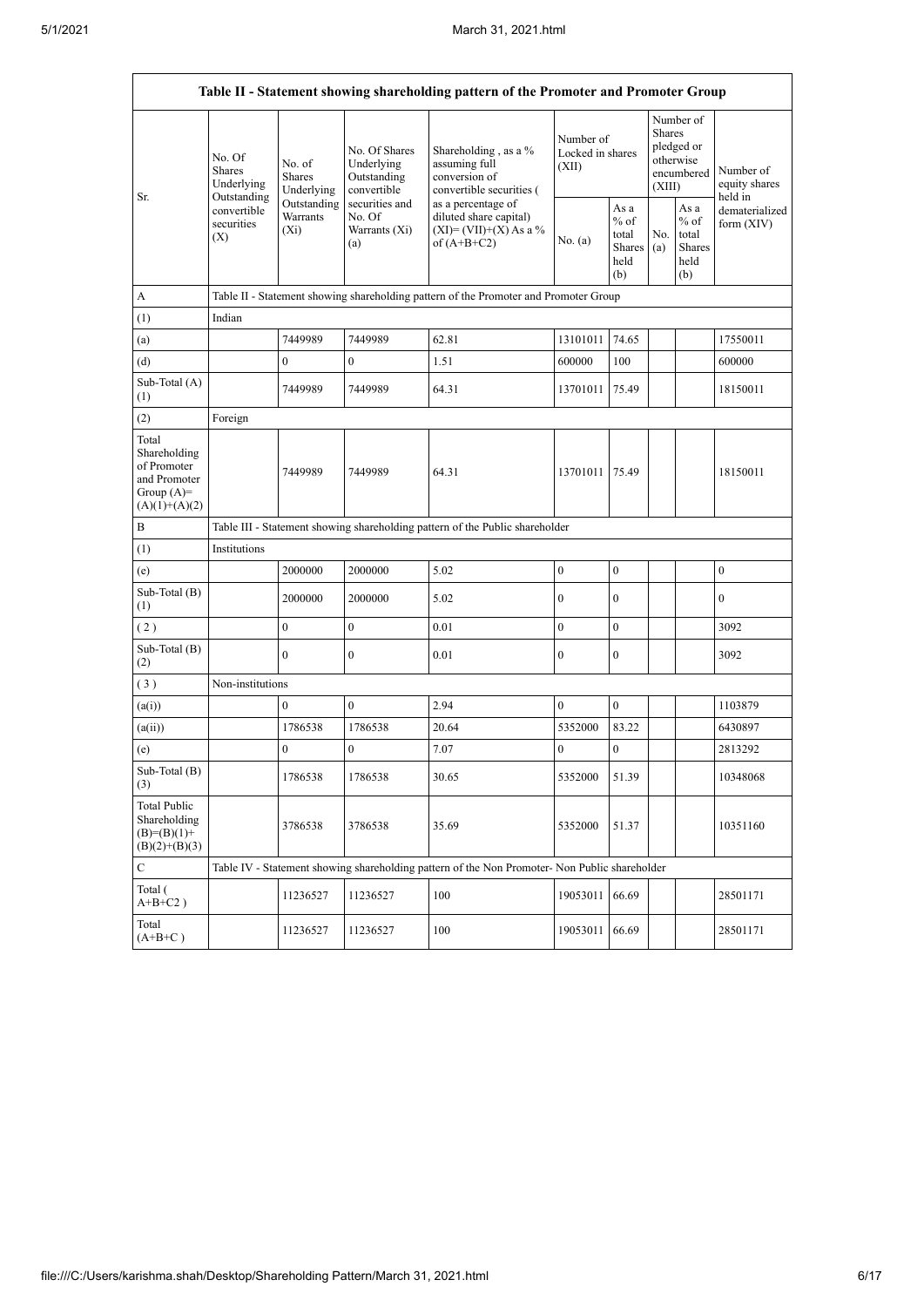| Table II - Statement showing shareholding pattern of the Promoter and Promoter Group | | | | | | | | | |
|---|---|---|---|---|---|---|---|---|---|
| Sr. | No. Of Shares Underlying Outstanding convertible securities (X) | No. of Shares Underlying Outstanding Warrants (Xi) | No. Of Shares Underlying Outstanding convertible securities and No. Of Warrants (Xi) (a) | Shareholding , as a % assuming full conversion of convertible securities ( as a percentage of diluted share capital) (XI)= (VII)+(X) As a % of (A+B+C2) | Number of Locked in shares (XII) | | Number of Shares pledged or otherwise encumbered (XIII) | | Number of equity shares held in dematerialized form (XIV) |
| | | | | | No. (a) | As a % of total Shares held (b) | No. (a) | As a % of total Shares held (b) | |
| A | Table II - Statement showing shareholding pattern of the Promoter and Promoter Group | | | | | | | | |
| (1) | Indian | | | | | | | | |
| (a) | | 7449989 | 7449989 | 62.81 | 13101011 | 74.65 | | | 17550011 |
| (d) | | 0 | 0 | 1.51 | 600000 | 100 | | | 600000 |
| Sub-Total (A) (1) | | 7449989 | 7449989 | 64.31 | 13701011 | 75.49 | | | 18150011 |
| (2) | Foreign | | | | | | | | |
| Total Shareholding of Promoter and Promoter Group (A)= (A)(1)+(A)(2) | | 7449989 | 7449989 | 64.31 | 13701011 | 75.49 | | | 18150011 |
| B | Table III - Statement showing shareholding pattern of the Public shareholder | | | | | | | | |
| (1) | Institutions | | | | | | | | |
| (e) | | 2000000 | 2000000 | 5.02 | 0 | 0 | | | 0 |
| Sub-Total (B) (1) | | 2000000 | 2000000 | 5.02 | 0 | 0 | | | 0 |
| ( 2 ) | | 0 | 0 | 0.01 | 0 | 0 | | | 3092 |
| Sub-Total (B) (2) | | 0 | 0 | 0.01 | 0 | 0 | | | 3092 |
| ( 3 ) | Non-institutions | | | | | | | | |
| (a(i)) | | 0 | 0 | 2.94 | 0 | 0 | | | 1103879 |
| (a(ii)) | | 1786538 | 1786538 | 20.64 | 5352000 | 83.22 | | | 6430897 |
| (e) | | 0 | 0 | 7.07 | 0 | 0 | | | 2813292 |
| Sub-Total (B) (3) | | 1786538 | 1786538 | 30.65 | 5352000 | 51.39 | | | 10348068 |
| Total Public Shareholding (B)=(B)(1)+(B)(2)+(B)(3) | | 3786538 | 3786538 | 35.69 | 5352000 | 51.37 | | | 10351160 |
| C | Table IV - Statement showing shareholding pattern of the Non Promoter- Non Public shareholder | | | | | | | | |
| Total ( A+B+C2 ) | | 11236527 | 11236527 | 100 | 19053011 | 66.69 | | | 28501171 |
| Total (A+B+C ) | | 11236527 | 11236527 | 100 | 19053011 | 66.69 | | | 28501171 |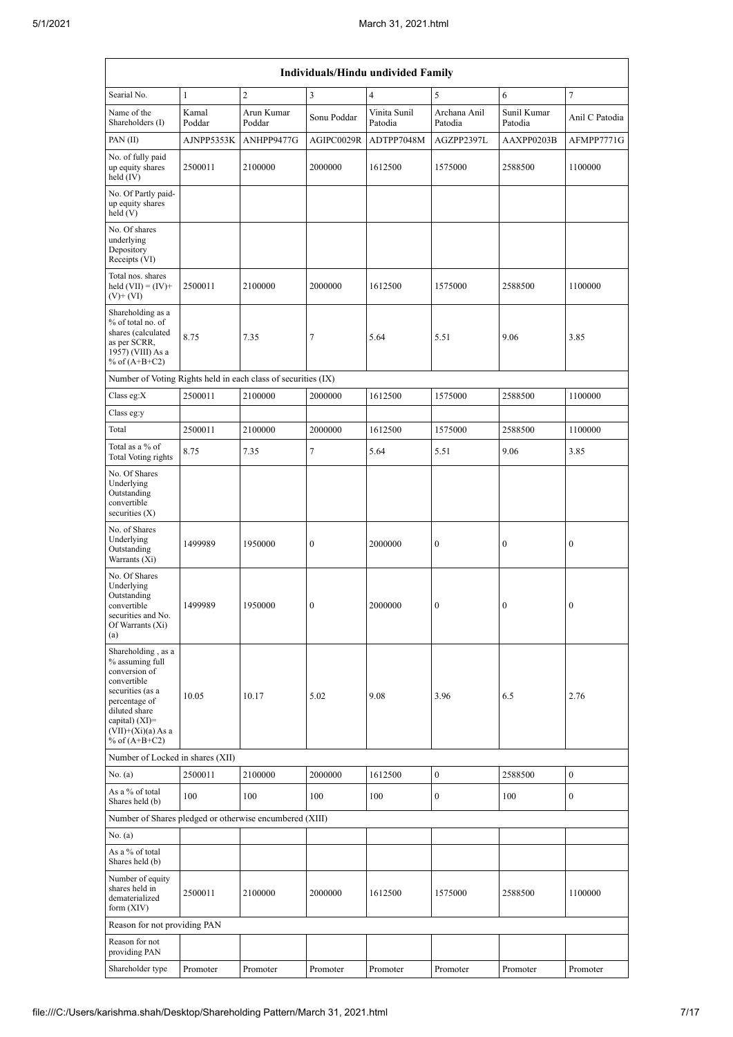| Individuals/Hindu undivided Family | | | | | | | |
|---|---|---|---|---|---|---|---|
| Searial No. | 1 | 2 | 3 | 4 | 5 | 6 | 7 |
| Name of the Shareholders (I) | Kamal Poddar | Arun Kumar Poddar | Sonu Poddar | Vinita Sunil Patodia | Archana Anil Patodia | Sunil Kumar Patodia | Anil C Patodia |
| PAN (II) | AJNPP5353K | ANHPP9477G | AGIPC0029R | ADTPP7048M | AGZPP2397L | AAXPP0203B | AFMPP7771G |
| No. of fully paid up equity shares held (IV) | 2500011 | 2100000 | 2000000 | 1612500 | 1575000 | 2588500 | 1100000 |
| No. Of Partly paid-up equity shares held (V) | | | | | | | |
| No. Of shares underlying Depository Receipts (VI) | | | | | | | |
| Total nos. shares held (VII) = (IV)+ (V)+ (VI) | 2500011 | 2100000 | 2000000 | 1612500 | 1575000 | 2588500 | 1100000 |
| Shareholding as a % of total no. of shares (calculated as per SCRR, 1957) (VIII) As a % of (A+B+C2) | 8.75 | 7.35 | 7 | 5.64 | 5.51 | 9.06 | 3.85 |
| Number of Voting Rights held in each class of securities (IX) | | | | | | | |
| Class eg:X | 2500011 | 2100000 | 2000000 | 1612500 | 1575000 | 2588500 | 1100000 |
| Class eg:y | | | | | | | |
| Total | 2500011 | 2100000 | 2000000 | 1612500 | 1575000 | 2588500 | 1100000 |
| Total as a % of Total Voting rights | 8.75 | 7.35 | 7 | 5.64 | 5.51 | 9.06 | 3.85 |
| No. Of Shares Underlying Outstanding convertible securities (X) | | | | | | | |
| No. of Shares Underlying Outstanding Warrants (Xi) | 1499989 | 1950000 | 0 | 2000000 | 0 | 0 | 0 |
| No. Of Shares Underlying Outstanding convertible securities and No. Of Warrants (Xi) (a) | 1499989 | 1950000 | 0 | 2000000 | 0 | 0 | 0 |
| Shareholding , as a % assuming full conversion of convertible securities (as a percentage of diluted share capital) (XI)= (VII)+(Xi)(a) As a % of (A+B+C2) | 10.05 | 10.17 | 5.02 | 9.08 | 3.96 | 6.5 | 2.76 |
| Number of Locked in shares (XII) | | | | | | | |
| No. (a) | 2500011 | 2100000 | 2000000 | 1612500 | 0 | 2588500 | 0 |
| As a % of total Shares held (b) | 100 | 100 | 100 | 100 | 0 | 100 | 0 |
| Number of Shares pledged or otherwise encumbered (XIII) | | | | | | | |
| No. (a) | | | | | | | |
| As a % of total Shares held (b) | | | | | | | |
| Number of equity shares held in dematerialized form (XIV) | 2500011 | 2100000 | 2000000 | 1612500 | 1575000 | 2588500 | 1100000 |
| Reason for not providing PAN | | | | | | | |
| Reason for not providing PAN | | | | | | | |
| Shareholder type | Promoter | Promoter | Promoter | Promoter | Promoter | Promoter | Promoter |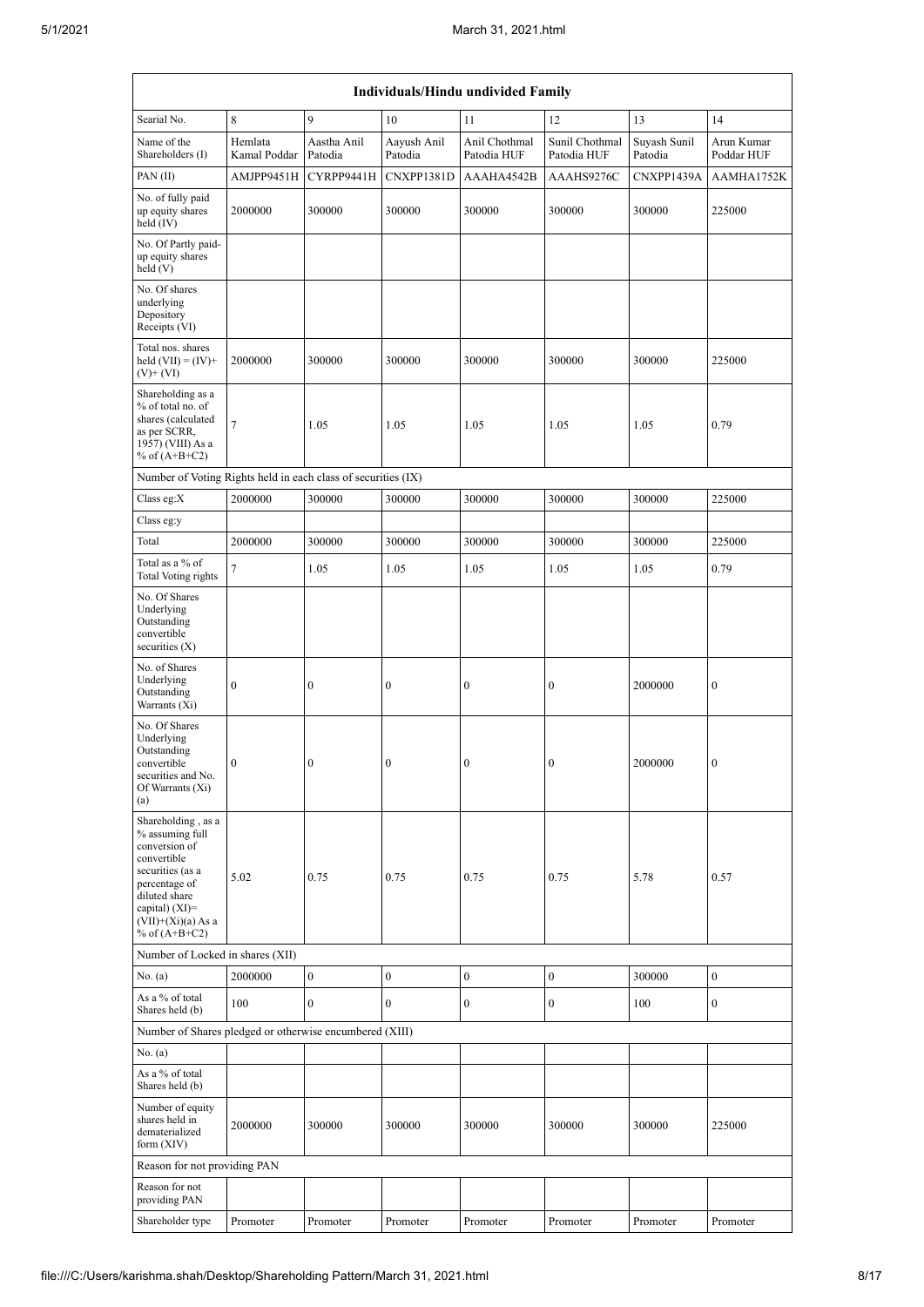| Individuals/Hindu undivided Family | | | | | | | |
|---|---|---|---|---|---|---|---|
| Searial No. | 8 | 9 | 10 | 11 | 12 | 13 | 14 |
| Name of the Shareholders (I) | Hemlata Kamal Poddar | Aastha Anil Patodia | Aayush Anil Patodia | Anil Chothmal Patodia HUF | Sunil Chothmal Patodia HUF | Suyash Sunil Patodia | Arun Kumar Poddar HUF |
| PAN (II) | AMJPP9451H | CYRPP9441H | CNXPP1381D | AAAHA4542B | AAAHS9276C | CNXPP1439A | AAMHA1752K |
| No. of fully paid up equity shares held (IV) | 2000000 | 300000 | 300000 | 300000 | 300000 | 300000 | 225000 |
| No. Of Partly paid-up equity shares held (V) | | | | | | | |
| No. Of shares underlying Depository Receipts (VI) | | | | | | | |
| Total nos. shares held (VII) = (IV)+ (V)+ (VI) | 2000000 | 300000 | 300000 | 300000 | 300000 | 300000 | 225000 |
| Shareholding as a % of total no. of shares (calculated as per SCRR, 1957) (VIII) As a % of (A+B+C2) | 7 | 1.05 | 1.05 | 1.05 | 1.05 | 1.05 | 0.79 |
| Number of Voting Rights held in each class of securities (IX) | | | | | | | |
| Class eg:X | 2000000 | 300000 | 300000 | 300000 | 300000 | 300000 | 225000 |
| Class eg:y | | | | | | | |
| Total | 2000000 | 300000 | 300000 | 300000 | 300000 | 300000 | 225000 |
| Total as a % of Total Voting rights | 7 | 1.05 | 1.05 | 1.05 | 1.05 | 1.05 | 0.79 |
| No. Of Shares Underlying Outstanding convertible securities (X) | | | | | | | |
| No. of Shares Underlying Outstanding Warrants (Xi) | 0 | 0 | 0 | 0 | 0 | 2000000 | 0 |
| No. Of Shares Underlying Outstanding convertible securities and No. Of Warrants (Xi) (a) | 0 | 0 | 0 | 0 | 0 | 2000000 | 0 |
| Shareholding , as a % assuming full conversion of convertible securities (as a percentage of diluted share capital) (XI)= (VII)+(Xi)(a) As a % of (A+B+C2) | 5.02 | 0.75 | 0.75 | 0.75 | 0.75 | 5.78 | 0.57 |
| Number of Locked in shares (XII) | | | | | | | |
| No. (a) | 2000000 | 0 | 0 | 0 | 0 | 300000 | 0 |
| As a % of total Shares held (b) | 100 | 0 | 0 | 0 | 0 | 100 | 0 |
| Number of Shares pledged or otherwise encumbered (XIII) | | | | | | | |
| No. (a) | | | | | | | |
| As a % of total Shares held (b) | | | | | | | |
| Number of equity shares held in dematerialized form (XIV) | 2000000 | 300000 | 300000 | 300000 | 300000 | 300000 | 225000 |
| Reason for not providing PAN | | | | | | | |
| Reason for not providing PAN | | | | | | | |
| Shareholder type | Promoter | Promoter | Promoter | Promoter | Promoter | Promoter | Promoter |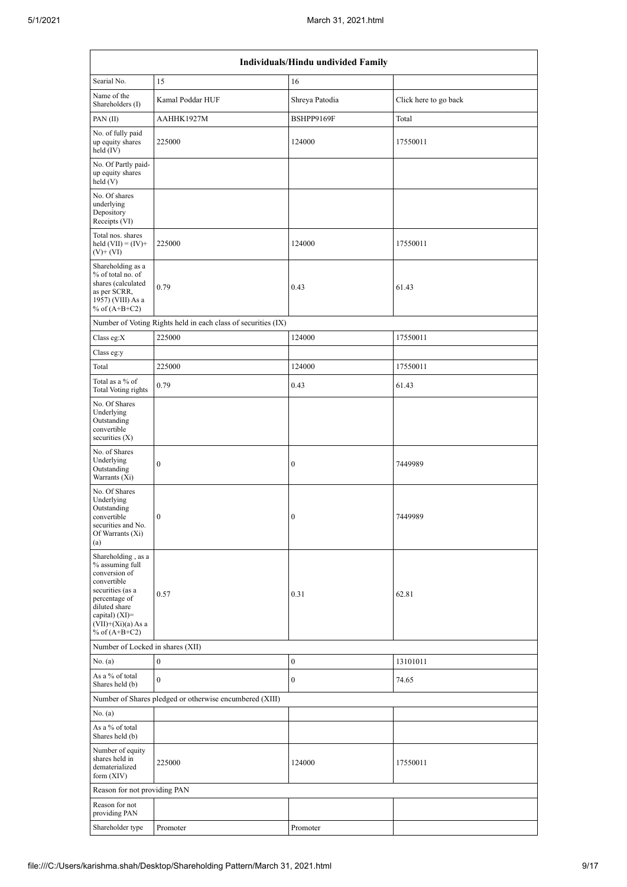| Individuals/Hindu undivided Family | | | |
|---|---|---|---|
| Searial No. | 15 | 16 | |
| Name of the Shareholders (I) | Kamal Poddar HUF | Shreya Patodia | Click here to go back |
| PAN (II) | AAHHK1927M | BSHPP9169F | Total |
| No. of fully paid up equity shares held (IV) | 225000 | 124000 | 17550011 |
| No. Of Partly paid-up equity shares held (V) | | | |
| No. Of shares underlying Depository Receipts (VI) | | | |
| Total nos. shares held (VII) = (IV)+(V)+ (VI) | 225000 | 124000 | 17550011 |
| Shareholding as a % of total no. of shares (calculated as per SCRR, 1957) (VIII) As a % of (A+B+C2) | 0.79 | 0.43 | 61.43 |
| Number of Voting Rights held in each class of securities (IX) | | | |
| Class eg:X | 225000 | 124000 | 17550011 |
| Class eg:y | | | |
| Total | 225000 | 124000 | 17550011 |
| Total as a % of Total Voting rights | 0.79 | 0.43 | 61.43 |
| No. Of Shares Underlying Outstanding convertible securities (X) | | | |
| No. of Shares Underlying Outstanding Warrants (Xi) | 0 | 0 | 7449989 |
| No. Of Shares Underlying Outstanding convertible securities and No. Of Warrants (Xi) (a) | 0 | 0 | 7449989 |
| Shareholding , as a % assuming full conversion of convertible securities (as a percentage of diluted share capital) (XI)= (VII)+(Xi)(a) As a % of (A+B+C2) | 0.57 | 0.31 | 62.81 |
| Number of Locked in shares (XII) | | | |
| No. (a) | 0 | 0 | 13101011 |
| As a % of total Shares held (b) | 0 | 0 | 74.65 |
| Number of Shares pledged or otherwise encumbered (XIII) | | | |
| No. (a) | | | |
| As a % of total Shares held (b) | | | |
| Number of equity shares held in dematerialized form (XIV) | 225000 | 124000 | 17550011 |
| Reason for not providing PAN | | | |
| Reason for not providing PAN | | | |
| Shareholder type | Promoter | Promoter | |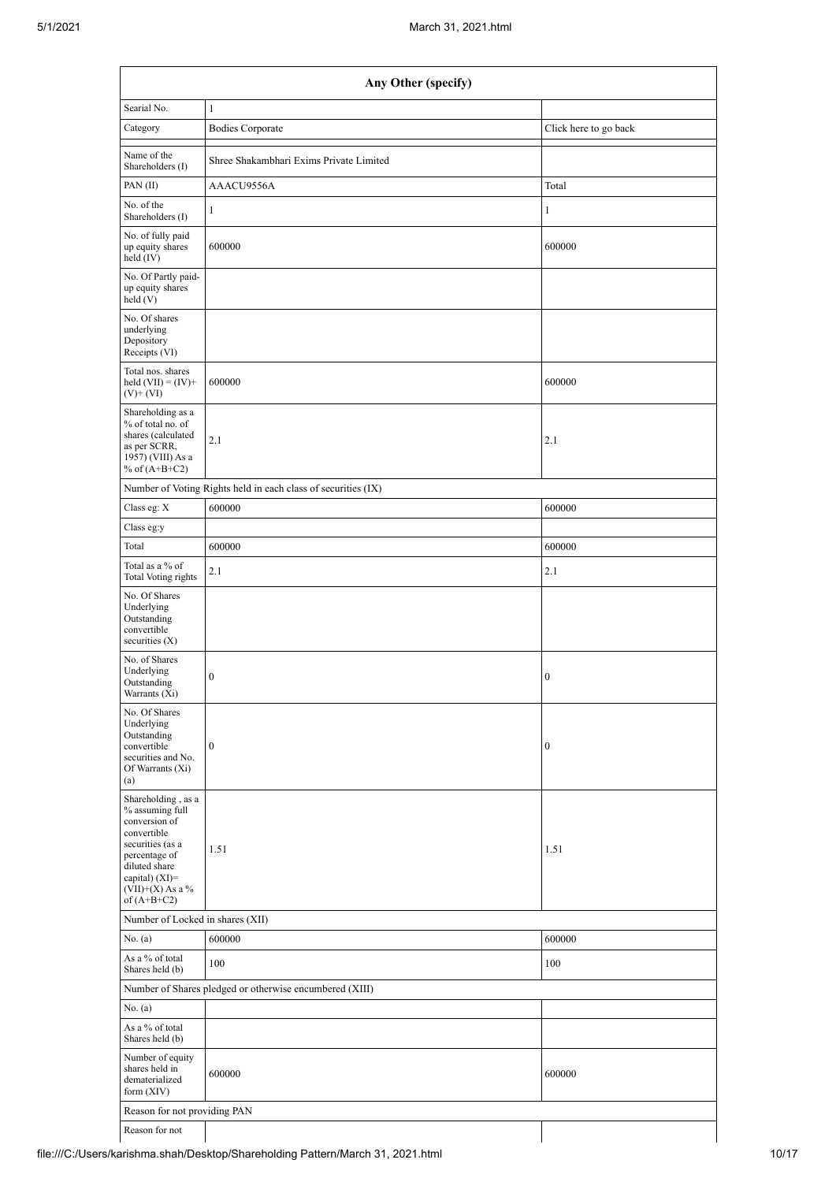| Any Other (specify) | | |
|---|---|---|
| Searial No. | 1 | |
| Category | Bodies Corporate | Click here to go back |
| Name of the Shareholders (I) | Shree Shakambhari Exims Private Limited | |
| PAN (II) | AAACU9556A | Total |
| No. of the Shareholders (I) | 1 | 1 |
| No. of fully paid up equity shares held (IV) | 600000 | 600000 |
| No. Of Partly paid-up equity shares held (V) | | |
| No. Of shares underlying Depository Receipts (VI) | | |
| Total nos. shares held (VII) = (IV)+ (V)+ (VI) | 600000 | 600000 |
| Shareholding as a % of total no. of shares (calculated as per SCRR, 1957) (VIII) As a % of (A+B+C2) | 2.1 | 2.1 |
| Number of Voting Rights held in each class of securities (IX) | | |
| Class eg: X | 600000 | 600000 |
| Class eg:y | | |
| Total | 600000 | 600000 |
| Total as a % of Total Voting rights | 2.1 | 2.1 |
| No. Of Shares Underlying Outstanding convertible securities (X) | | |
| No. of Shares Underlying Outstanding Warrants (Xi) | 0 | 0 |
| No. Of Shares Underlying Outstanding convertible securities and No. Of Warrants (Xi) (a) | 0 | 0 |
| Shareholding , as a % assuming full conversion of convertible securities (as a percentage of diluted share capital) (XI)= (VII)+(X) As a % of (A+B+C2) | 1.51 | 1.51 |
| Number of Locked in shares (XII) | | |
| No. (a) | 600000 | 600000 |
| As a % of total Shares held (b) | 100 | 100 |
| Number of Shares pledged or otherwise encumbered (XIII) | | |
| No. (a) | | |
| As a % of total Shares held (b) | | |
| Number of equity shares held in dematerialized form (XIV) | 600000 | 600000 |
| Reason for not providing PAN | | |
| Reason for not | | |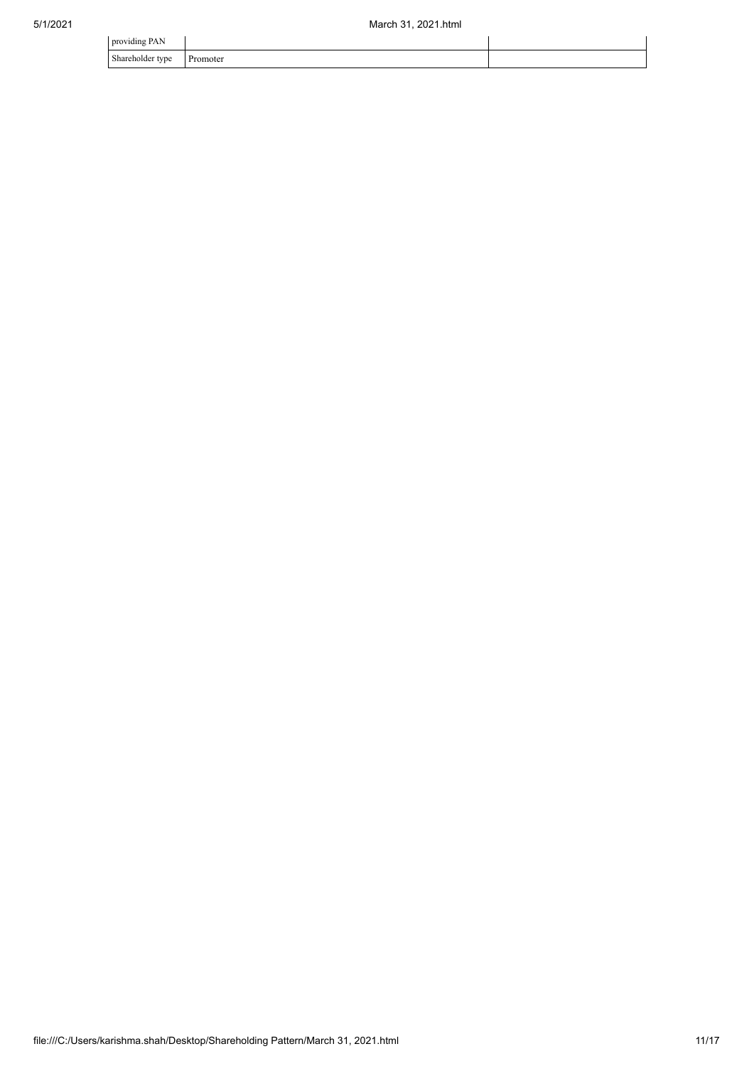| providing PAN | | |
| --- | --- | --- |
| Shareholder type | Promoter | |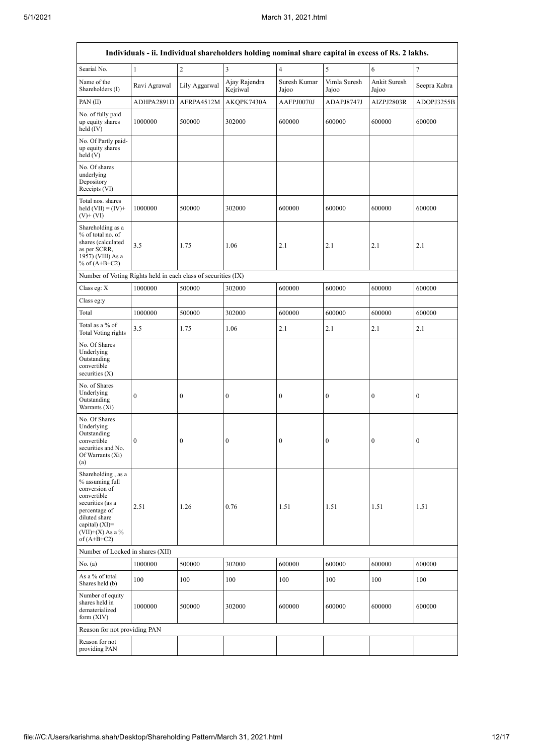| Individuals - ii. Individual shareholders holding nominal share capital in excess of Rs. 2 lakhs. | | | | | | | |
|---|---|---|---|---|---|---|---|
| Searial No. | 1 | 2 | 3 | 4 | 5 | 6 | 7 |
| Name of the Shareholders (I) | Ravi Agrawal | Lily Aggarwal | Ajay Rajendra Kejriwal | Suresh Kumar Jajoo | Vimla Suresh Jajoo | Ankit Suresh Jajoo | Seepra Kabra |
| PAN (II) | ADHPA2891D | AFRPA4512M | AKQPK7430A | AAFPJ0070J | ADAPJ8747J | AIZPJ2803R | ADOPJ3255B |
| No. of fully paid up equity shares held (IV) | 1000000 | 500000 | 302000 | 600000 | 600000 | 600000 | 600000 |
| No. Of Partly paid-up equity shares held (V) | | | | | | | |
| No. Of shares underlying Depository Receipts (VI) | | | | | | | |
| Total nos. shares held (VII) = (IV)+ (V)+ (VI) | 1000000 | 500000 | 302000 | 600000 | 600000 | 600000 | 600000 |
| Shareholding as a % of total no. of shares (calculated as per SCRR, 1957) (VIII) As a % of (A+B+C2) | 3.5 | 1.75 | 1.06 | 2.1 | 2.1 | 2.1 | 2.1 |
| Number of Voting Rights held in each class of securities (IX) | | | | | | | |
| Class eg: X | 1000000 | 500000 | 302000 | 600000 | 600000 | 600000 | 600000 |
| Class eg:y | | | | | | | |
| Total | 1000000 | 500000 | 302000 | 600000 | 600000 | 600000 | 600000 |
| Total as a % of Total Voting rights | 3.5 | 1.75 | 1.06 | 2.1 | 2.1 | 2.1 | 2.1 |
| No. Of Shares Underlying Outstanding convertible securities (X) | | | | | | | |
| No. of Shares Underlying Outstanding Warrants (Xi) | 0 | 0 | 0 | 0 | 0 | 0 | 0 |
| No. Of Shares Underlying Outstanding convertible securities and No. Of Warrants (Xi) (a) | 0 | 0 | 0 | 0 | 0 | 0 | 0 |
| Shareholding , as a % assuming full conversion of convertible securities (as a percentage of diluted share capital) (XI)= (VII)+(X) As a % of (A+B+C2) | 2.51 | 1.26 | 0.76 | 1.51 | 1.51 | 1.51 | 1.51 |
| Number of Locked in shares (XII) | | | | | | | |
| No. (a) | 1000000 | 500000 | 302000 | 600000 | 600000 | 600000 | 600000 |
| As a % of total Shares held (b) | 100 | 100 | 100 | 100 | 100 | 100 | 100 |
| Number of equity shares held in dematerialized form (XIV) | 1000000 | 500000 | 302000 | 600000 | 600000 | 600000 | 600000 |
| Reason for not providing PAN | | | | | | | |
| Reason for not providing PAN | | | | | | | |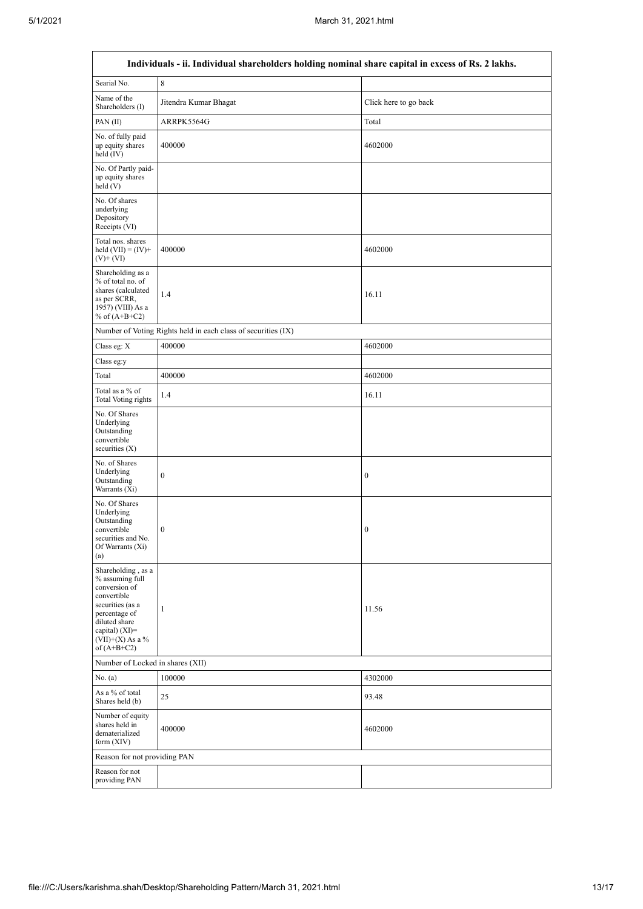| Individuals - ii. Individual shareholders holding nominal share capital in excess of Rs. 2 lakhs. | | |
|---|---|---|
| Searial No. | 8 | |
| Name of the Shareholders (I) | Jitendra Kumar Bhagat | Click here to go back |
| PAN (II) | ARRPK5564G | Total |
| No. of fully paid up equity shares held (IV) | 400000 | 4602000 |
| No. Of Partly paid-up equity shares held (V) | | |
| No. Of shares underlying Depository Receipts (VI) | | |
| Total nos. shares held (VII) = (IV)+ (V)+ (VI) | 400000 | 4602000 |
| Shareholding as a % of total no. of shares (calculated as per SCRR, 1957) (VIII) As a % of (A+B+C2) | 1.4 | 16.11 |
| Number of Voting Rights held in each class of securities (IX) | | |
| Class eg: X | 400000 | 4602000 |
| Class eg:y | | |
| Total | 400000 | 4602000 |
| Total as a % of Total Voting rights | 1.4 | 16.11 |
| No. Of Shares Underlying Outstanding convertible securities (X) | | |
| No. of Shares Underlying Outstanding Warrants (Xi) | 0 | 0 |
| No. Of Shares Underlying Outstanding convertible securities and No. Of Warrants (Xi) (a) | 0 | 0 |
| Shareholding , as a % assuming full conversion of convertible securities (as a percentage of diluted share capital) (XI)= (VII)+(X) As a % of (A+B+C2) | 1 | 11.56 |
| Number of Locked in shares (XII) | | |
| No. (a) | 100000 | 4302000 |
| As a % of total Shares held (b) | 25 | 93.48 |
| Number of equity shares held in dematerialized form (XIV) | 400000 | 4602000 |
| Reason for not providing PAN | | |
| Reason for not providing PAN | | |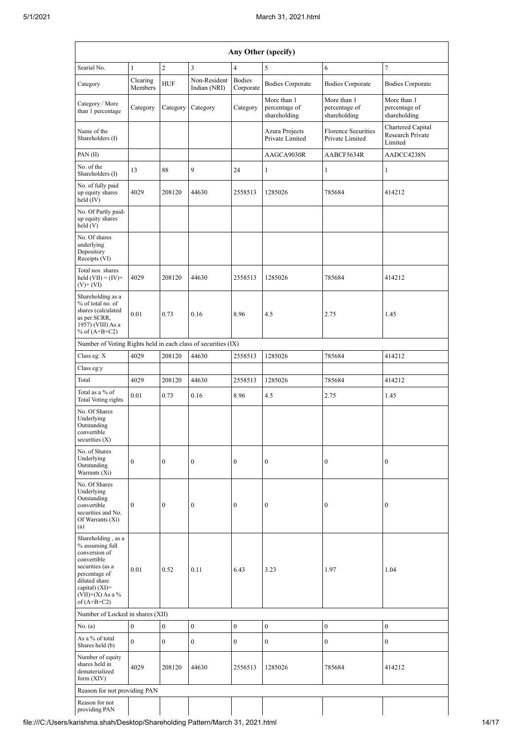| Any Other (specify) | | | | | | | |
|---|---|---|---|---|---|---|---|
| Searial No. | 1 | 2 | 3 | 4 | 5 | 6 | 7 |
| Category | Clearing Members | HUF | Non-Resident Indian (NRI) | Bodies Corporate | Bodies Corporate | Bodies Corporate | Bodies Corporate |
| Category / More than 1 percentage | Category | Category | Category | Category | More than 1 percentage of shareholding | More than 1 percentage of shareholding | More than 1 percentage of shareholding |
| Name of the Shareholders (I) | | | | | Azura Projects Private Limited | Florence Securities Private Limited | Chartered Capital Research Private Limited |
| PAN (II) | | | | | AAGCA9030R | AABCF5634R | AADCC4238N |
| No. of the Shareholders (I) | 13 | 88 | 9 | 24 | 1 | 1 | 1 |
| No. of fully paid up equity shares held (IV) | 4029 | 208120 | 44630 | 2558513 | 1285026 | 785684 | 414212 |
| No. Of Partly paid-up equity shares held (V) | | | | | | | |
| No. Of shares underlying Depository Receipts (VI) | | | | | | | |
| Total nos. shares held (VII) = (IV)+ (V)+ (VI) | 4029 | 208120 | 44630 | 2558513 | 1285026 | 785684 | 414212 |
| Shareholding as a % of total no. of shares (calculated as per SCRR, 1957) (VIII) As a % of (A+B+C2) | 0.01 | 0.73 | 0.16 | 8.96 | 4.5 | 2.75 | 1.45 |
| Number of Voting Rights held in each class of securities (IX) | | | | | | | |
| Class eg: X | 4029 | 208120 | 44630 | 2558513 | 1285026 | 785684 | 414212 |
| Class eg:y | | | | | | | |
| Total | 4029 | 208120 | 44630 | 2558513 | 1285026 | 785684 | 414212 |
| Total as a % of Total Voting rights | 0.01 | 0.73 | 0.16 | 8.96 | 4.5 | 2.75 | 1.45 |
| No. Of Shares Underlying Outstanding convertible securities (X) | | | | | | | |
| No. of Shares Underlying Outstanding Warrants (Xi) | 0 | 0 | 0 | 0 | 0 | 0 | 0 |
| No. Of Shares Underlying Outstanding convertible securities and No. Of Warrants (Xi) (a) | 0 | 0 | 0 | 0 | 0 | 0 | 0 |
| Shareholding , as a % assuming full conversion of convertible securities (as a percentage of diluted share capital) (XI)= (VII)+(X) As a % of (A+B+C2) | 0.01 | 0.52 | 0.11 | 6.43 | 3.23 | 1.97 | 1.04 |
| Number of Locked in shares (XII) | | | | | | | |
| No. (a) | 0 | 0 | 0 | 0 | 0 | 0 | 0 |
| As a % of total Shares held (b) | 0 | 0 | 0 | 0 | 0 | 0 | 0 |
| Number of equity shares held in dematerialized form (XIV) | 4029 | 208120 | 44630 | 2556513 | 1285026 | 785684 | 414212 |
| Reason for not providing PAN | | | | | | | |
| Reason for not providing PAN | | | | | | | |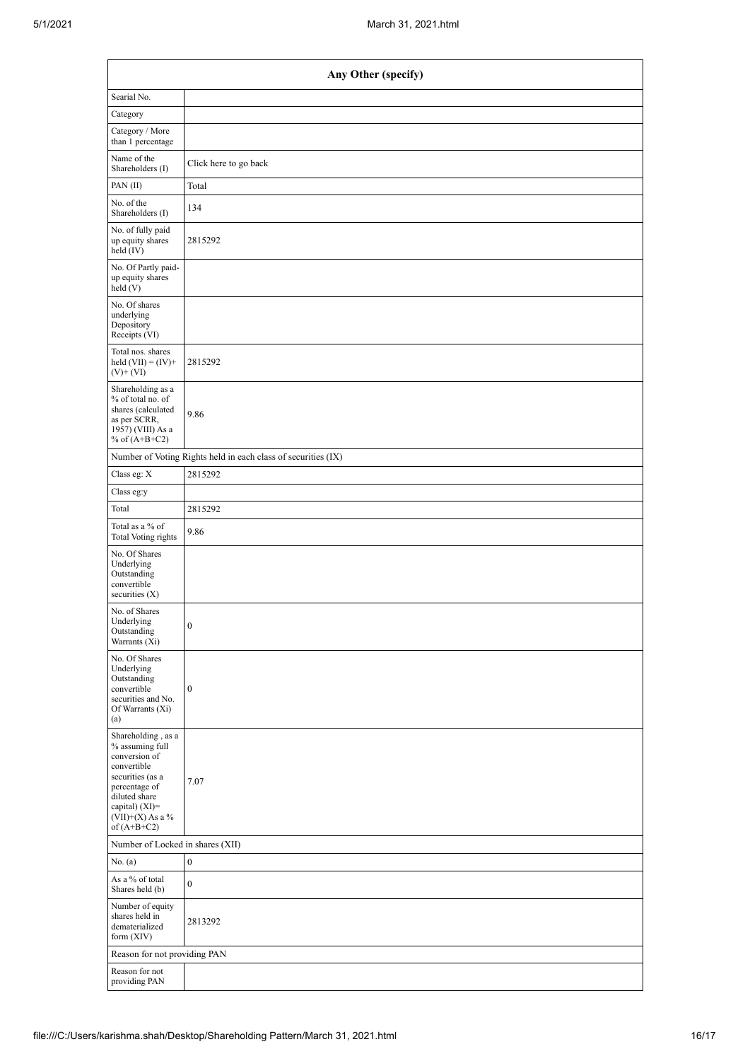| Any Other (specify) | |
|---|---|
| Searial No. | |
| Category | |
| Category / More than 1 percentage | |
| Name of the Shareholders (I) | Click here to go back |
| PAN (II) | Total |
| No. of the Shareholders (I) | 134 |
| No. of fully paid up equity shares held (IV) | 2815292 |
| No. Of Partly paid-up equity shares held (V) | |
| No. Of shares underlying Depository Receipts (VI) | |
| Total nos. shares held (VII) = (IV)+ (V)+ (VI) | 2815292 |
| Shareholding as a % of total no. of shares (calculated as per SCRR, 1957) (VIII) As a % of (A+B+C2) | 9.86 |
| Number of Voting Rights held in each class of securities (IX) | |
| Class eg: X | 2815292 |
| Class eg:y | |
| Total | 2815292 |
| Total as a % of Total Voting rights | 9.86 |
| No. Of Shares Underlying Outstanding convertible securities (X) | |
| No. of Shares Underlying Outstanding Warrants (Xi) | 0 |
| No. Of Shares Underlying Outstanding convertible securities and No. Of Warrants (Xi) (a) | 0 |
| Shareholding , as a % assuming full conversion of convertible securities (as a percentage of diluted share capital) (XI)= (VII)+(X) As a % of (A+B+C2) | 7.07 |
| Number of Locked in shares (XII) | |
| No. (a) | 0 |
| As a % of total Shares held (b) | 0 |
| Number of equity shares held in dematerialized form (XIV) | 2813292 |
| Reason for not providing PAN | |
| Reason for not providing PAN | |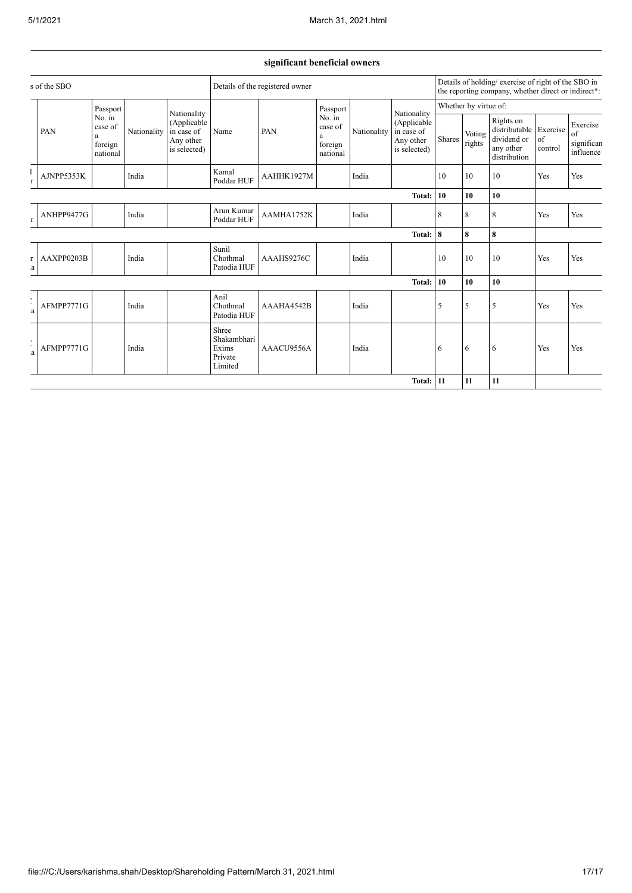## significant beneficial owners

| s of the SBO | | | | | Details of the registered owner | | | | | Details of holding/ exercise of right of the SBO in the reporting company, whether direct or indirect*: | | | | |
|---|---|---|---|---|---|---|---|---|---|---|---|---|---|---|
| | | | | | | | | | | Whether by virtue of: | | | | |
| | PAN | Passport No. in case of a foreign national | Nationality | Nationality (Applicable in case of Any other is selected) | Name | PAN | Passport No. in case of a foreign national | Nationality | Nationality (Applicable in case of Any other is selected) | Shares | Voting rights | Rights on distributable dividend or any other distribution | Exercise of control | Exercise of significan influence |
| l r | AJNPP5353K | | India | | Kamal Poddar HUF | AAHHK1927M | | India | | 10 | 10 | 10 | Yes | Yes |
| | | | | | | | | | **Total:** | **10** | **10** | **10** | | |
| r | ANHPP9477G | | India | | Arun Kumar Poddar HUF | AAMHA1752K | | India | | 8 | 8 | 8 | Yes | Yes |
| | | | | | | | | | **Total:** | **8** | **8** | **8** | | |
| r a | AAXPP0203B | | India | | Sunil Chothmal Patodia HUF | AAAHS9276C | | India | | 10 | 10 | 10 | Yes | Yes |
| | | | | | | | | | **Total:** | **10** | **10** | **10** | | |
| a | AFMPP7771G | | India | | Anil Chothmal Patodia HUF | AAAHA4542B | | India | | 5 | 5 | 5 | Yes | Yes |
| a | AFMPP7771G | | India | | Shree Shakambhari Exims Private Limited | AAACU9556A | | India | | 6 | 6 | 6 | Yes | Yes |
| | | | | | | | | | **Total:** | **11** | **11** | **11** | | |